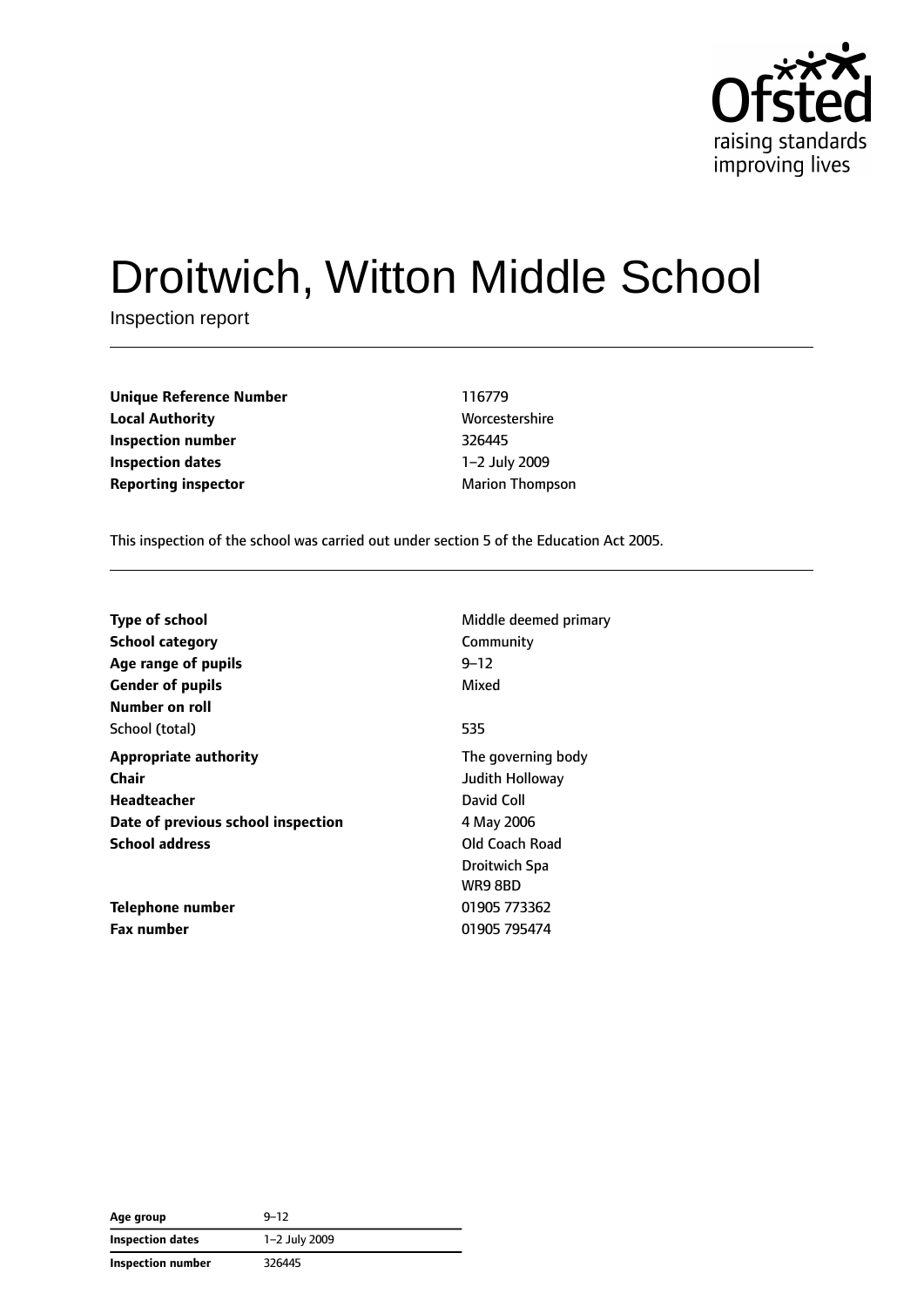# Droitwich, Witton Middle School

Inspection report

| | |
|---|---|
| **Unique Reference Number** | 116779 |
| **Local Authority** | Worcestershire |
| **Inspection number** | 326445 |
| **Inspection dates** | 1–2 July 2009 |
| **Reporting inspector** | Marion Thompson |

This inspection of the school was carried out under section 5 of the Education Act 2005.

| | |
|---|---|
| **Type of school** | Middle deemed primary |
| **School category** | Community |
| **Age range of pupils** | 9–12 |
| **Gender of pupils** | Mixed |
| **Number on roll** | |
| School (total) | 535 |
| **Appropriate authority** | The governing body |
| **Chair** | Judith Holloway |
| **Headteacher** | David Coll |
| **Date of previous school inspection** | 4 May 2006 |
| **School address** | Old Coach Road<br>Droitwich Spa<br>WR9 8BD |
| **Telephone number** | 01905 773362 |
| **Fax number** | 01905 795474 |

| | |
|---|---|
| **Age group** | 9–12 |
| **Inspection dates** | 1–2 July 2009 |
| **Inspection number** | 326445 |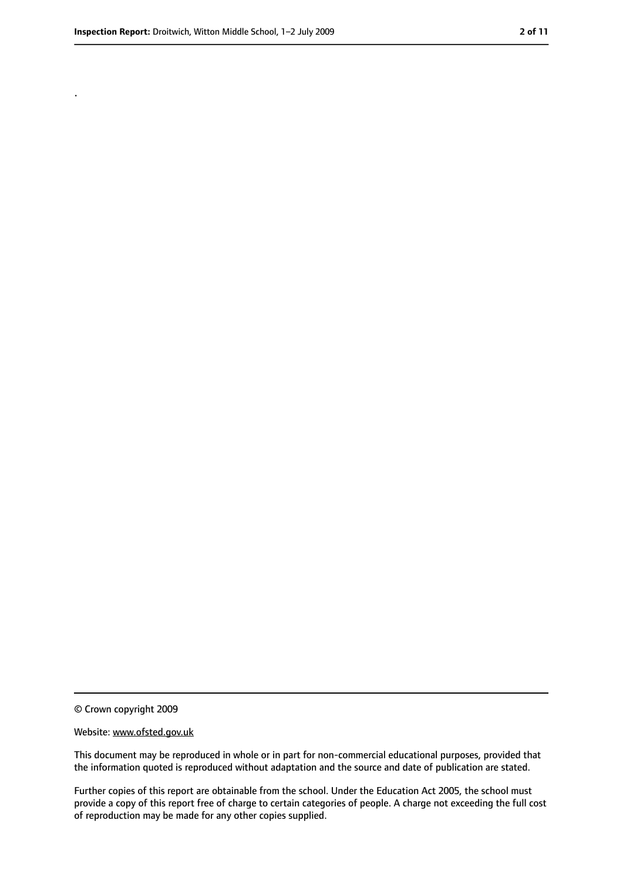.

© Crown copyright 2009

Website: www.ofsted.gov.uk

This document may be reproduced in whole or in part for non-commercial educational purposes, provided that the information quoted is reproduced without adaptation and the source and date of publication are stated.

Further copies of this report are obtainable from the school. Under the Education Act 2005, the school must provide a copy of this report free of charge to certain categories of people. A charge not exceeding the full cost of reproduction may be made for any other copies supplied.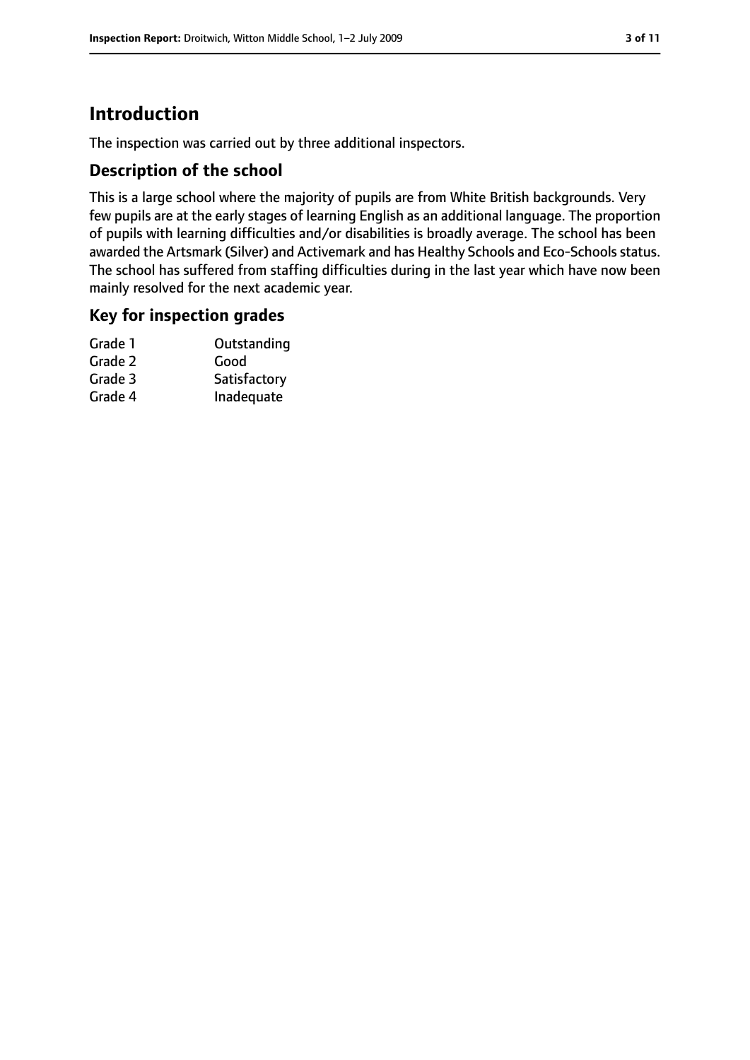# Introduction

The inspection was carried out by three additional inspectors.

## Description of the school

This is a large school where the majority of pupils are from White British backgrounds. Very few pupils are at the early stages of learning English as an additional language. The proportion of pupils with learning difficulties and/or disabilities is broadly average. The school has been awarded the Artsmark (Silver) and Activemark and has Healthy Schools and Eco-Schools status. The school has suffered from staffing difficulties during in the last year which have now been mainly resolved for the next academic year.

## Key for inspection grades

| | |
|---|---|
| Grade 1 | Outstanding |
| Grade 2 | Good |
| Grade 3 | Satisfactory |
| Grade 4 | Inadequate |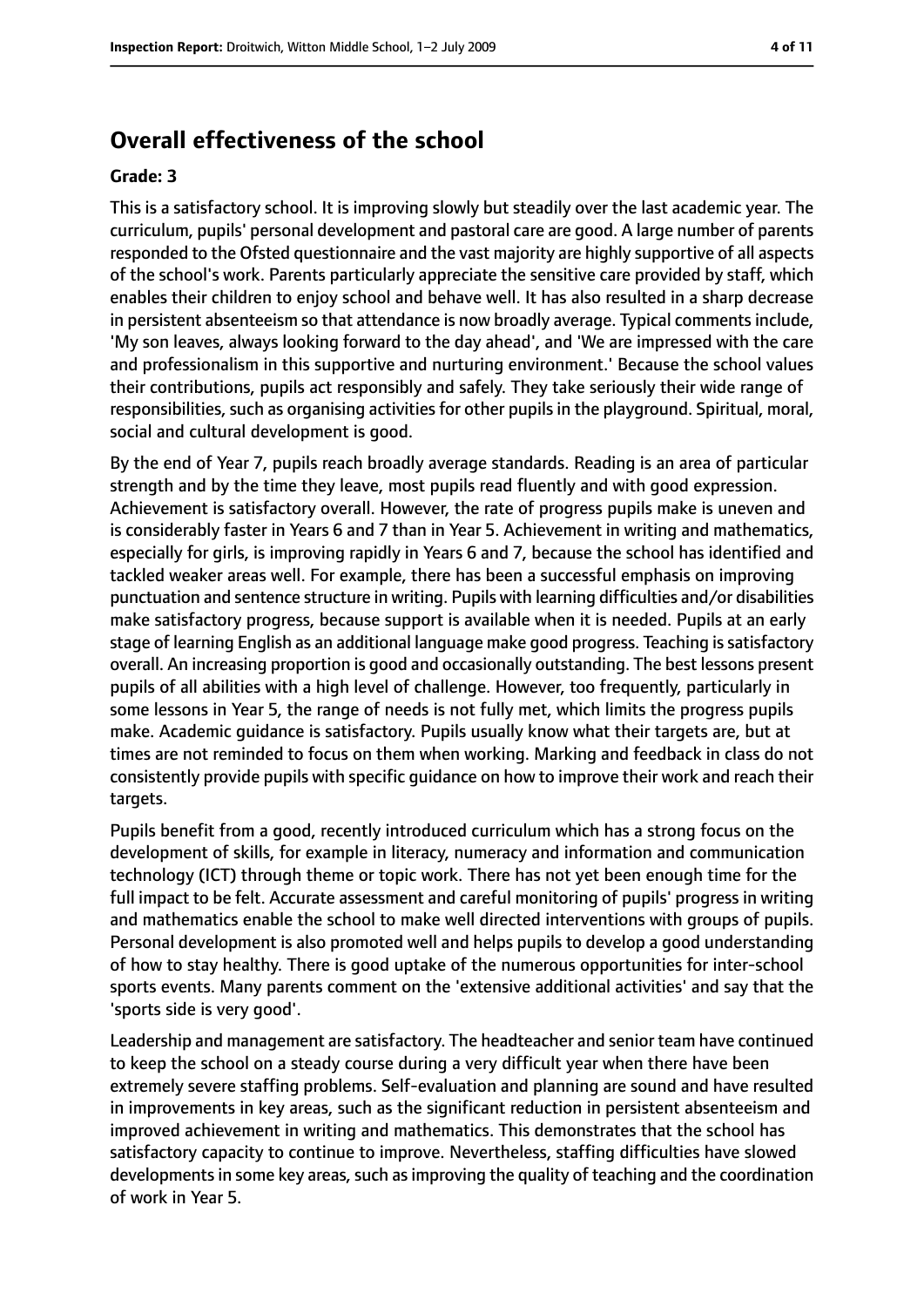# Overall effectiveness of the school

**Grade: 3**

This is a satisfactory school. It is improving slowly but steadily over the last academic year. The curriculum, pupils' personal development and pastoral care are good. A large number of parents responded to the Ofsted questionnaire and the vast majority are highly supportive of all aspects of the school's work. Parents particularly appreciate the sensitive care provided by staff, which enables their children to enjoy school and behave well. It has also resulted in a sharp decrease in persistent absenteeism so that attendance is now broadly average. Typical comments include, 'My son leaves, always looking forward to the day ahead', and 'We are impressed with the care and professionalism in this supportive and nurturing environment.' Because the school values their contributions, pupils act responsibly and safely. They take seriously their wide range of responsibilities, such as organising activities for other pupils in the playground. Spiritual, moral, social and cultural development is good.

By the end of Year 7, pupils reach broadly average standards. Reading is an area of particular strength and by the time they leave, most pupils read fluently and with good expression. Achievement is satisfactory overall. However, the rate of progress pupils make is uneven and is considerably faster in Years 6 and 7 than in Year 5. Achievement in writing and mathematics, especially for girls, is improving rapidly in Years 6 and 7, because the school has identified and tackled weaker areas well. For example, there has been a successful emphasis on improving punctuation and sentence structure in writing. Pupils with learning difficulties and/or disabilities make satisfactory progress, because support is available when it is needed. Pupils at an early stage of learning English as an additional language make good progress. Teaching is satisfactory overall. An increasing proportion is good and occasionally outstanding. The best lessons present pupils of all abilities with a high level of challenge. However, too frequently, particularly in some lessons in Year 5, the range of needs is not fully met, which limits the progress pupils make. Academic guidance is satisfactory. Pupils usually know what their targets are, but at times are not reminded to focus on them when working. Marking and feedback in class do not consistently provide pupils with specific guidance on how to improve their work and reach their targets.

Pupils benefit from a good, recently introduced curriculum which has a strong focus on the development of skills, for example in literacy, numeracy and information and communication technology (ICT) through theme or topic work. There has not yet been enough time for the full impact to be felt. Accurate assessment and careful monitoring of pupils' progress in writing and mathematics enable the school to make well directed interventions with groups of pupils. Personal development is also promoted well and helps pupils to develop a good understanding of how to stay healthy. There is good uptake of the numerous opportunities for inter-school sports events. Many parents comment on the 'extensive additional activities' and say that the 'sports side is very good'.

Leadership and management are satisfactory. The headteacher and senior team have continued to keep the school on a steady course during a very difficult year when there have been extremely severe staffing problems. Self-evaluation and planning are sound and have resulted in improvements in key areas, such as the significant reduction in persistent absenteeism and improved achievement in writing and mathematics. This demonstrates that the school has satisfactory capacity to continue to improve. Nevertheless, staffing difficulties have slowed developments in some key areas, such as improving the quality of teaching and the coordination of work in Year 5.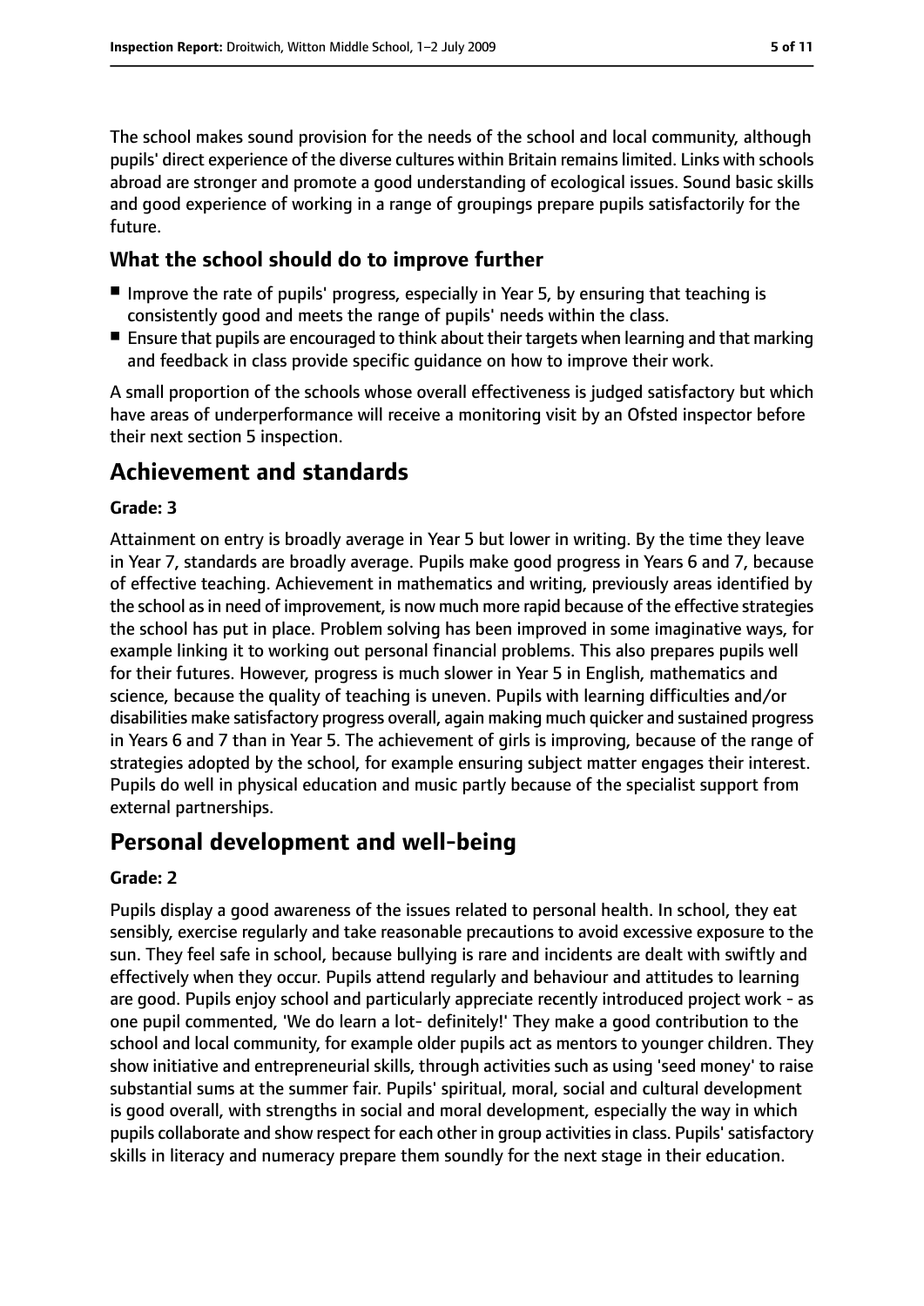The school makes sound provision for the needs of the school and local community, although pupils' direct experience of the diverse cultures within Britain remains limited. Links with schools abroad are stronger and promote a good understanding of ecological issues. Sound basic skills and good experience of working in a range of groupings prepare pupils satisfactorily for the future.

### What the school should do to improve further

- Improve the rate of pupils' progress, especially in Year 5, by ensuring that teaching is consistently good and meets the range of pupils' needs within the class.
- Ensure that pupils are encouraged to think about their targets when learning and that marking and feedback in class provide specific guidance on how to improve their work.

A small proportion of the schools whose overall effectiveness is judged satisfactory but which have areas of underperformance will receive a monitoring visit by an Ofsted inspector before their next section 5 inspection.

## Achievement and standards

#### Grade: 3

Attainment on entry is broadly average in Year 5 but lower in writing. By the time they leave in Year 7, standards are broadly average. Pupils make good progress in Years 6 and 7, because of effective teaching. Achievement in mathematics and writing, previously areas identified by the school as in need of improvement, is now much more rapid because of the effective strategies the school has put in place. Problem solving has been improved in some imaginative ways, for example linking it to working out personal financial problems. This also prepares pupils well for their futures. However, progress is much slower in Year 5 in English, mathematics and science, because the quality of teaching is uneven. Pupils with learning difficulties and/or disabilities make satisfactory progress overall, again making much quicker and sustained progress in Years 6 and 7 than in Year 5. The achievement of girls is improving, because of the range of strategies adopted by the school, for example ensuring subject matter engages their interest. Pupils do well in physical education and music partly because of the specialist support from external partnerships.

## Personal development and well-being

#### Grade: 2

Pupils display a good awareness of the issues related to personal health. In school, they eat sensibly, exercise regularly and take reasonable precautions to avoid excessive exposure to the sun. They feel safe in school, because bullying is rare and incidents are dealt with swiftly and effectively when they occur. Pupils attend regularly and behaviour and attitudes to learning are good. Pupils enjoy school and particularly appreciate recently introduced project work - as one pupil commented, 'We do learn a lot- definitely!' They make a good contribution to the school and local community, for example older pupils act as mentors to younger children. They show initiative and entrepreneurial skills, through activities such as using 'seed money' to raise substantial sums at the summer fair. Pupils' spiritual, moral, social and cultural development is good overall, with strengths in social and moral development, especially the way in which pupils collaborate and show respect for each other in group activities in class. Pupils' satisfactory skills in literacy and numeracy prepare them soundly for the next stage in their education.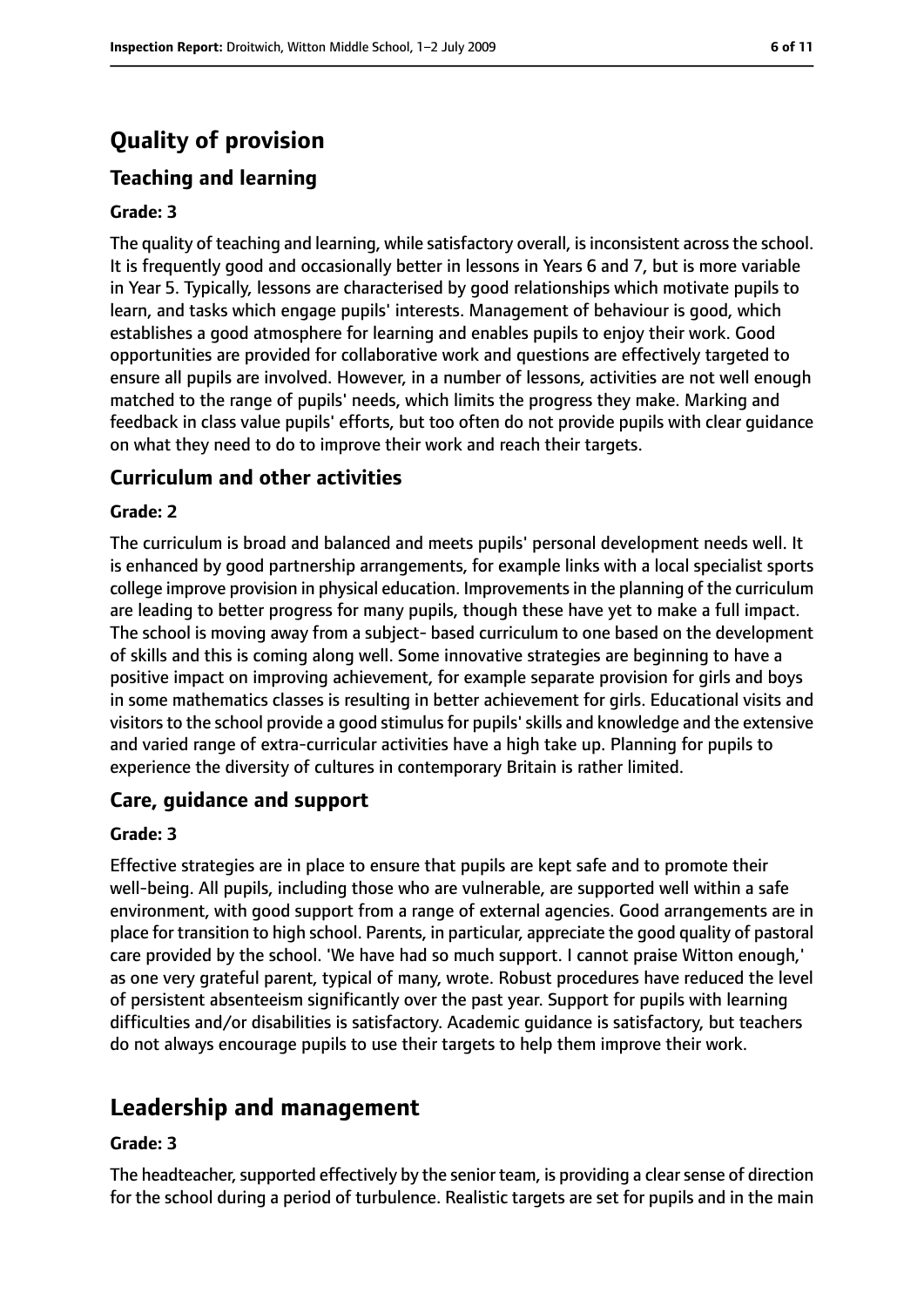# Quality of provision

## Teaching and learning

### Grade: 3

The quality of teaching and learning, while satisfactory overall, is inconsistent across the school. It is frequently good and occasionally better in lessons in Years 6 and 7, but is more variable in Year 5. Typically, lessons are characterised by good relationships which motivate pupils to learn, and tasks which engage pupils' interests. Management of behaviour is good, which establishes a good atmosphere for learning and enables pupils to enjoy their work. Good opportunities are provided for collaborative work and questions are effectively targeted to ensure all pupils are involved. However, in a number of lessons, activities are not well enough matched to the range of pupils' needs, which limits the progress they make. Marking and feedback in class value pupils' efforts, but too often do not provide pupils with clear guidance on what they need to do to improve their work and reach their targets.

## Curriculum and other activities

### Grade: 2

The curriculum is broad and balanced and meets pupils' personal development needs well. It is enhanced by good partnership arrangements, for example links with a local specialist sports college improve provision in physical education. Improvements in the planning of the curriculum are leading to better progress for many pupils, though these have yet to make a full impact. The school is moving away from a subject- based curriculum to one based on the development of skills and this is coming along well. Some innovative strategies are beginning to have a positive impact on improving achievement, for example separate provision for girls and boys in some mathematics classes is resulting in better achievement for girls. Educational visits and visitors to the school provide a good stimulus for pupils' skills and knowledge and the extensive and varied range of extra-curricular activities have a high take up. Planning for pupils to experience the diversity of cultures in contemporary Britain is rather limited.

## Care, guidance and support

### Grade: 3

Effective strategies are in place to ensure that pupils are kept safe and to promote their well-being. All pupils, including those who are vulnerable, are supported well within a safe environment, with good support from a range of external agencies. Good arrangements are in place for transition to high school. Parents, in particular, appreciate the good quality of pastoral care provided by the school. 'We have had so much support. I cannot praise Witton enough,' as one very grateful parent, typical of many, wrote. Robust procedures have reduced the level of persistent absenteeism significantly over the past year. Support for pupils with learning difficulties and/or disabilities is satisfactory. Academic guidance is satisfactory, but teachers do not always encourage pupils to use their targets to help them improve their work.

# Leadership and management

### Grade: 3

The headteacher, supported effectively by the senior team, is providing a clear sense of direction for the school during a period of turbulence. Realistic targets are set for pupils and in the main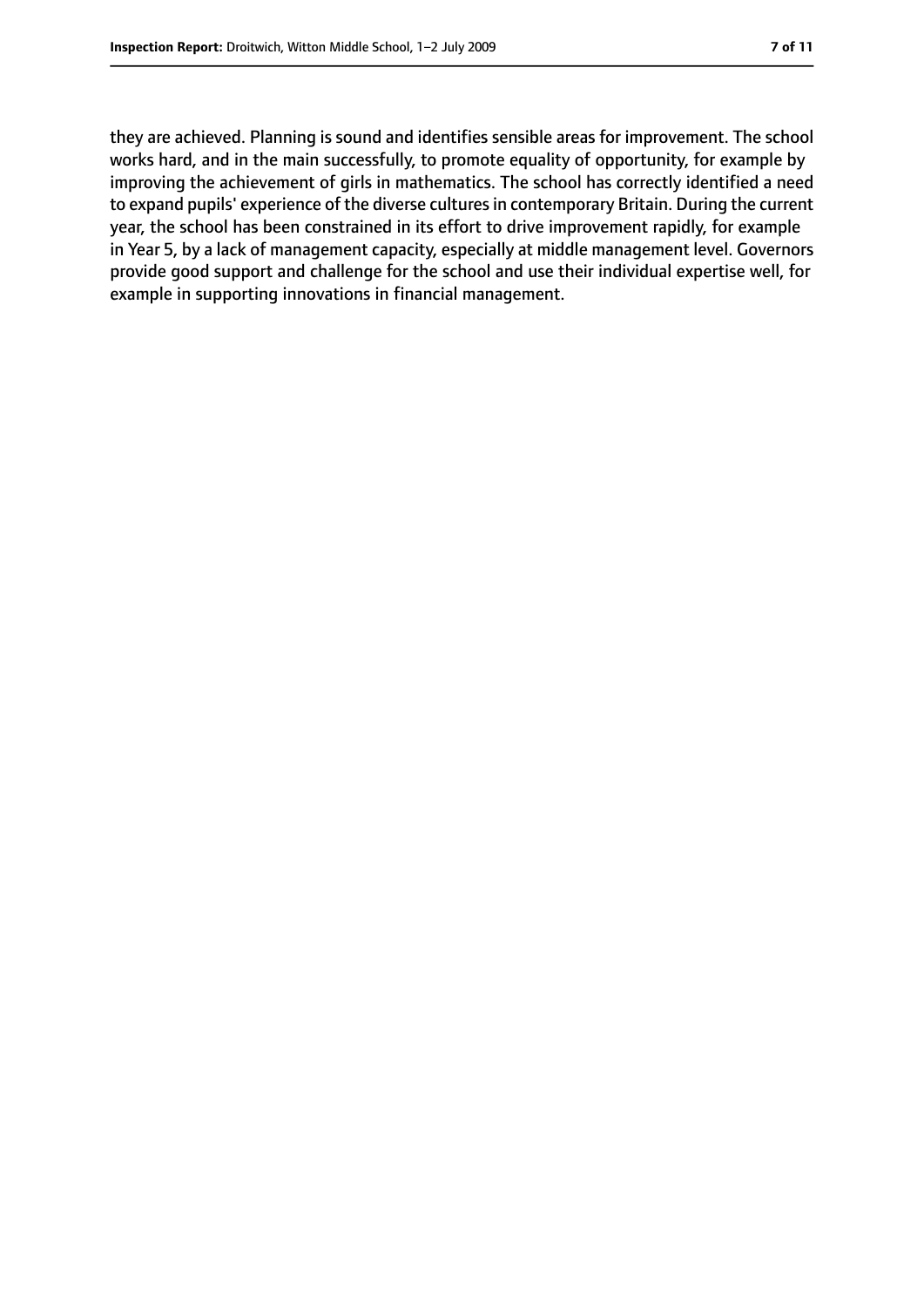they are achieved. Planning is sound and identifies sensible areas for improvement. The school works hard, and in the main successfully, to promote equality of opportunity, for example by improving the achievement of girls in mathematics. The school has correctly identified a need to expand pupils' experience of the diverse cultures in contemporary Britain. During the current year, the school has been constrained in its effort to drive improvement rapidly, for example in Year 5, by a lack of management capacity, especially at middle management level. Governors provide good support and challenge for the school and use their individual expertise well, for example in supporting innovations in financial management.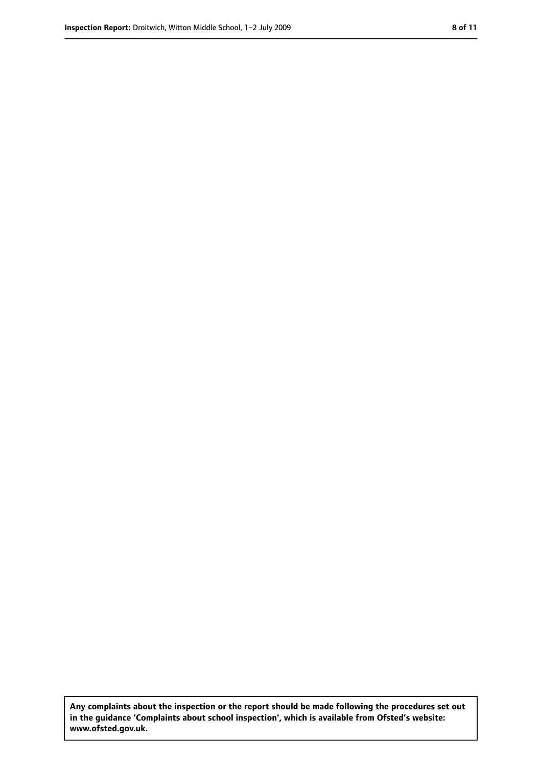**Any complaints about the inspection or the report should be made following the procedures set out in the guidance 'Complaints about school inspection', which is available from Ofsted's website: www.ofsted.gov.uk.**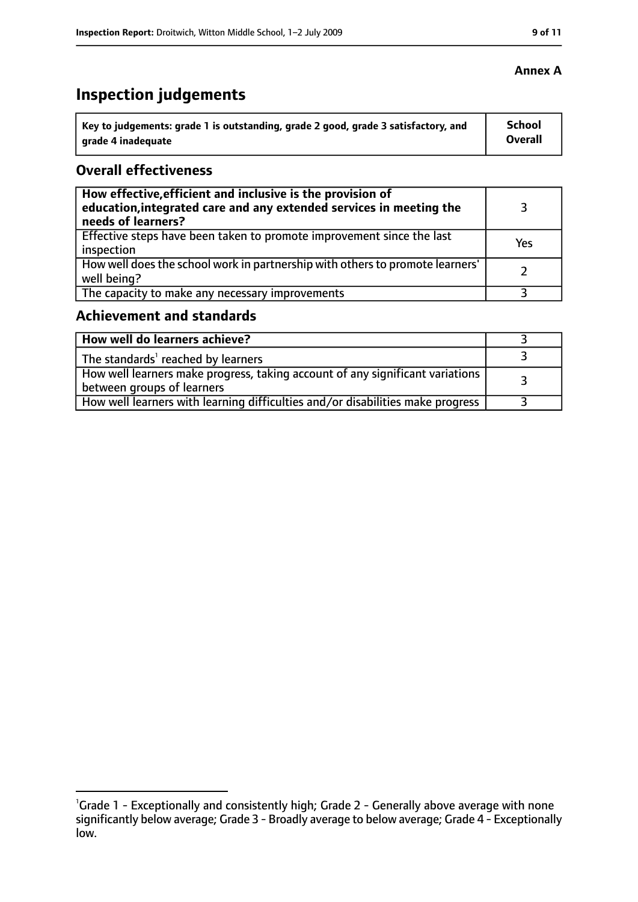**Annex A**

# Inspection judgements

| Key to judgements: grade 1 is outstanding, grade 2 good, grade 3 satisfactory, and grade 4 inadequate | School Overall |
| --- | --- |

## Overall effectiveness

| | |
| --- | --- |
| **How effective,efficient and inclusive is the provision of education,integrated care and any extended services in meeting the needs of learners?** | 3 |
| Effective steps have been taken to promote improvement since the last inspection | Yes |
| How well does the school work in partnership with others to promote learners' well being? | 2 |
| The capacity to make any necessary improvements | 3 |

## Achievement and standards

| | |
| --- | --- |
| **How well do learners achieve?** | 3 |
| The standards[1] reached by learners | 3 |
| How well learners make progress, taking account of any significant variations between groups of learners | 3 |
| How well learners with learning difficulties and/or disabilities make progress | 3 |

[1]Grade 1 - Exceptionally and consistently high; Grade 2 - Generally above average with none significantly below average; Grade 3 - Broadly average to below average; Grade 4 - Exceptionally low.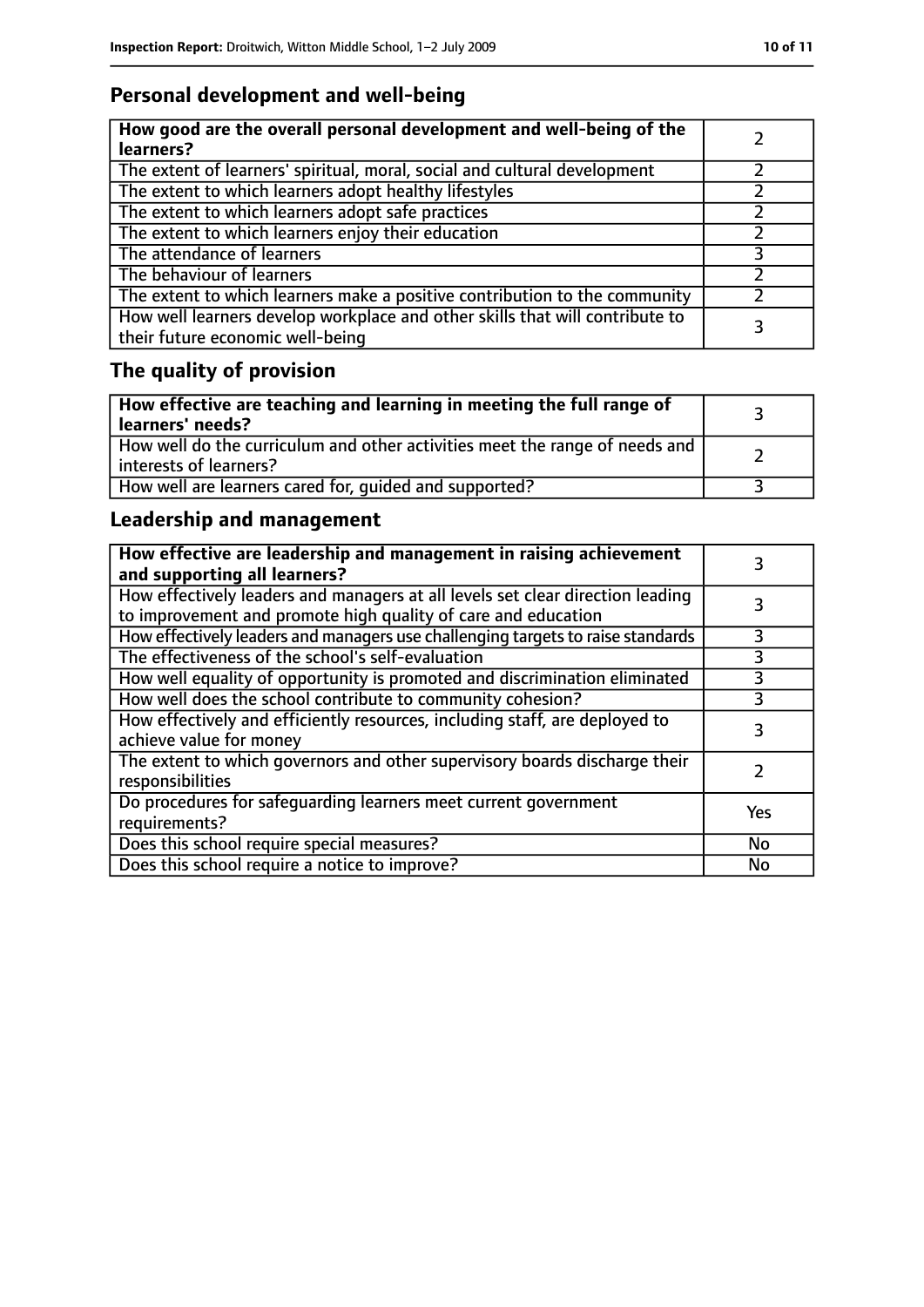## Personal development and well-being

| How good are the overall personal development and well-being of the learners? | 2 |
|---|---|
| The extent of learners' spiritual, moral, social and cultural development | 2 |
| The extent to which learners adopt healthy lifestyles | 2 |
| The extent to which learners adopt safe practices | 2 |
| The extent to which learners enjoy their education | 2 |
| The attendance of learners | 3 |
| The behaviour of learners | 2 |
| The extent to which learners make a positive contribution to the community | 2 |
| How well learners develop workplace and other skills that will contribute to their future economic well-being | 3 |

## The quality of provision

| How effective are teaching and learning in meeting the full range of learners' needs? | 3 |
|---|---|
| How well do the curriculum and other activities meet the range of needs and interests of learners? | 2 |
| How well are learners cared for, guided and supported? | 3 |

## Leadership and management

| How effective are leadership and management in raising achievement and supporting all learners? | 3 |
|---|---|
| How effectively leaders and managers at all levels set clear direction leading to improvement and promote high quality of care and education | 3 |
| How effectively leaders and managers use challenging targets to raise standards | 3 |
| The effectiveness of the school's self-evaluation | 3 |
| How well equality of opportunity is promoted and discrimination eliminated | 3 |
| How well does the school contribute to community cohesion? | 3 |
| How effectively and efficiently resources, including staff, are deployed to achieve value for money | 3 |
| The extent to which governors and other supervisory boards discharge their responsibilities | 2 |
| Do procedures for safeguarding learners meet current government requirements? | Yes |
| Does this school require special measures? | No |
| Does this school require a notice to improve? | No |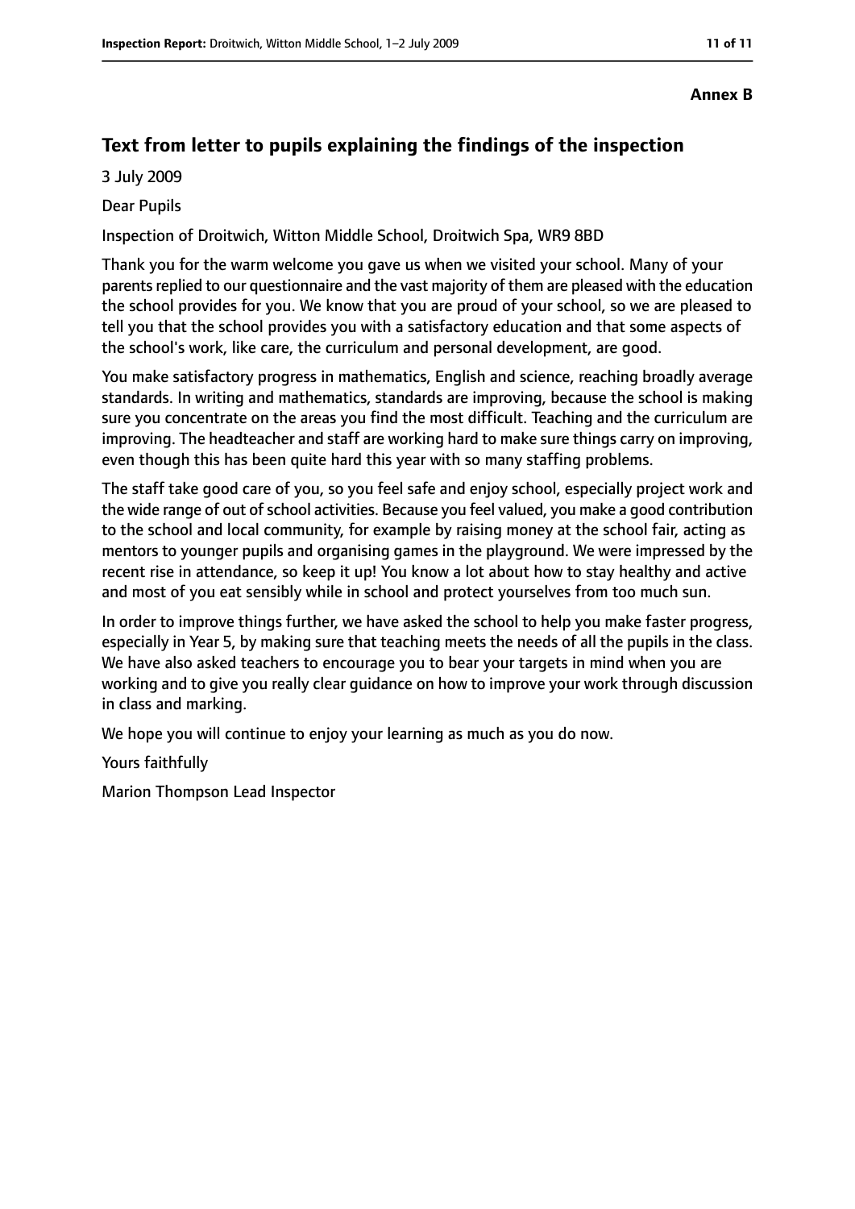**Annex B**

## Text from letter to pupils explaining the findings of the inspection

3 July 2009

Dear Pupils

Inspection of Droitwich, Witton Middle School, Droitwich Spa, WR9 8BD

Thank you for the warm welcome you gave us when we visited your school. Many of your parents replied to our questionnaire and the vast majority of them are pleased with the education the school provides for you. We know that you are proud of your school, so we are pleased to tell you that the school provides you with a satisfactory education and that some aspects of the school's work, like care, the curriculum and personal development, are good.

You make satisfactory progress in mathematics, English and science, reaching broadly average standards. In writing and mathematics, standards are improving, because the school is making sure you concentrate on the areas you find the most difficult. Teaching and the curriculum are improving. The headteacher and staff are working hard to make sure things carry on improving, even though this has been quite hard this year with so many staffing problems.

The staff take good care of you, so you feel safe and enjoy school, especially project work and the wide range of out of school activities. Because you feel valued, you make a good contribution to the school and local community, for example by raising money at the school fair, acting as mentors to younger pupils and organising games in the playground. We were impressed by the recent rise in attendance, so keep it up! You know a lot about how to stay healthy and active and most of you eat sensibly while in school and protect yourselves from too much sun.

In order to improve things further, we have asked the school to help you make faster progress, especially in Year 5, by making sure that teaching meets the needs of all the pupils in the class. We have also asked teachers to encourage you to bear your targets in mind when you are working and to give you really clear guidance on how to improve your work through discussion in class and marking.

We hope you will continue to enjoy your learning as much as you do now.

Yours faithfully

Marion Thompson Lead Inspector